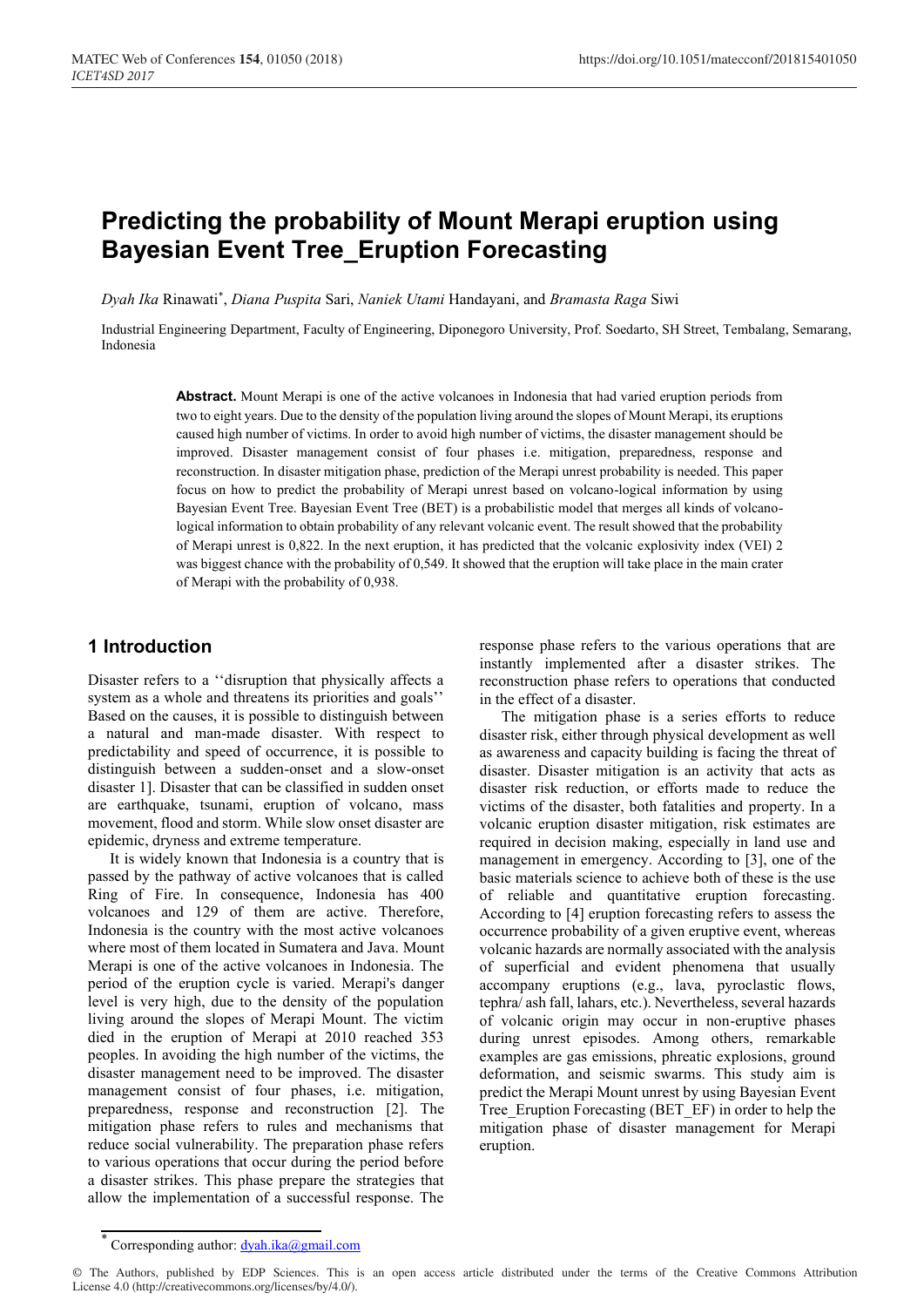# Predicting the probability of Mount Merapi eruption using Bayesian Event Tree_Eruption Forecasting

*Dyah Ika* Rinawati*, *Diana Puspita* Sari, *Naniek Utami* Handayani, and *Bramasta Raga* Siwi

Industrial Engineering Department, Faculty of Engineering, Diponegoro University, Prof. Soedarto, SH Street, Tembalang, Semarang, Indonesia

**Abstract.** Mount Merapi is one of the active volcanoes in Indonesia that had varied eruption periods from two to eight years. Due to the density of the population living around the slopes of Mount Merapi, its eruptions caused high number of victims. In order to avoid high number of victims, the disaster management should be improved. Disaster management consist of four phases i.e. mitigation, preparedness, response and reconstruction. In disaster mitigation phase, prediction of the Merapi unrest probability is needed. This paper focus on how to predict the probability of Merapi unrest based on volcano-logical information by using Bayesian Event Tree. Bayesian Event Tree (BET) is a probabilistic model that merges all kinds of volcano-logical information to obtain probability of any relevant volcanic event. The result showed that the probability of Merapi unrest is 0,822. In the next eruption, it has predicted that the volcanic explosivity index (VEI) 2 was biggest chance with the probability of 0,549. It showed that the eruption will take place in the main crater of Merapi with the probability of 0,938.

## 1 Introduction

Disaster refers to a ''disruption that physically affects a system as a whole and threatens its priorities and goals'' Based on the causes, it is possible to distinguish between a natural and man-made disaster. With respect to predictability and speed of occurrence, it is possible to distinguish between a sudden-onset and a slow-onset disaster 1]. Disaster that can be classified in sudden onset are earthquake, tsunami, eruption of volcano, mass movement, flood and storm. While slow onset disaster are epidemic, dryness and extreme temperature.

It is widely known that Indonesia is a country that is passed by the pathway of active volcanoes that is called Ring of Fire. In consequence, Indonesia has 400 volcanoes and 129 of them are active. Therefore, Indonesia is the country with the most active volcanoes where most of them located in Sumatera and Java. Mount Merapi is one of the active volcanoes in Indonesia. The period of the eruption cycle is varied. Merapi's danger level is very high, due to the density of the population living around the slopes of Merapi Mount. The victim died in the eruption of Merapi at 2010 reached 353 peoples. In avoiding the high number of the victims, the disaster management need to be improved. The disaster management consist of four phases, i.e. mitigation, preparedness, response and reconstruction [2]. The mitigation phase refers to rules and mechanisms that reduce social vulnerability. The preparation phase refers to various operations that occur during the period before a disaster strikes. This phase prepare the strategies that allow the implementation of a successful response. The response phase refers to the various operations that are instantly implemented after a disaster strikes. The reconstruction phase refers to operations that conducted in the effect of a disaster.

The mitigation phase is a series efforts to reduce disaster risk, either through physical development as well as awareness and capacity building is facing the threat of disaster. Disaster mitigation is an activity that acts as disaster risk reduction, or efforts made to reduce the victims of the disaster, both fatalities and property. In a volcanic eruption disaster mitigation, risk estimates are required in decision making, especially in land use and management in emergency. According to [3], one of the basic materials science to achieve both of these is the use of reliable and quantitative eruption forecasting. According to [4] eruption forecasting refers to assess the occurrence probability of a given eruptive event, whereas volcanic hazards are normally associated with the analysis of superficial and evident phenomena that usually accompany eruptions (e.g., lava, pyroclastic flows, tephra/ ash fall, lahars, etc.). Nevertheless, several hazards of volcanic origin may occur in non-eruptive phases during unrest episodes. Among others, remarkable examples are gas emissions, phreatic explosions, ground deformation, and seismic swarms. This study aim is predict the Merapi Mount unrest by using Bayesian Event Tree_Eruption Forecasting (BET_EF) in order to help the mitigation phase of disaster management for Merapi eruption.

\* Corresponding author: dyah.ika@gmail.com

© The Authors, published by EDP Sciences. This is an open access article distributed under the terms of the Creative Commons Attribution License 4.0 (http://creativecommons.org/licenses/by/4.0/).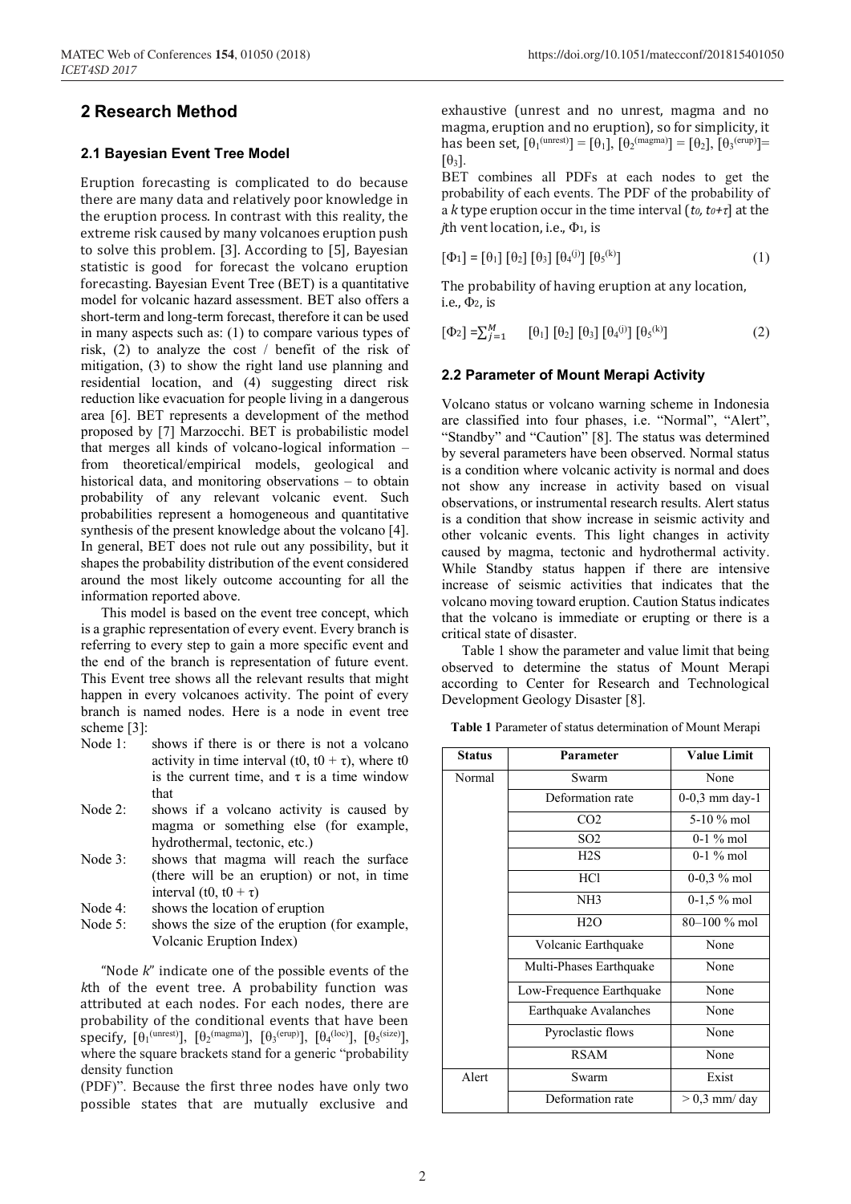## 2 Research Method

### 2.1 Bayesian Event Tree Model

Eruption forecasting is complicated to do because there are many data and relatively poor knowledge in the eruption process. In contrast with this reality, the extreme risk caused by many volcanoes eruption push to solve this problem. [3]. According to [5], Bayesian statistic is good for forecast the volcano eruption forecasting. Bayesian Event Tree (BET) is a quantitative model for volcanic hazard assessment. BET also offers a short-term and long-term forecast, therefore it can be used in many aspects such as: (1) to compare various types of risk, (2) to analyze the cost / benefit of the risk of mitigation, (3) to show the right land use planning and residential location, and (4) suggesting direct risk reduction like evacuation for people living in a dangerous area [6]. BET represents a development of the method proposed by [7] Marzocchi. BET is probabilistic model that merges all kinds of volcano-logical information – from theoretical/empirical models, geological and historical data, and monitoring observations – to obtain probability of any relevant volcanic event. Such probabilities represent a homogeneous and quantitative synthesis of the present knowledge about the volcano [4]. In general, BET does not rule out any possibility, but it shapes the probability distribution of the event considered around the most likely outcome accounting for all the information reported above.

This model is based on the event tree concept, which is a graphic representation of every event. Every branch is referring to every step to gain a more specific event and the end of the branch is representation of future event. This Event tree shows all the relevant results that might happen in every volcanoes activity. The point of every branch is named nodes. Here is a node in event tree scheme [3]:

- Node 1: shows if there is or there is not a volcano activity in time interval ($t0$, $t0 + \tau$), where $t0$ is the current time, and $\tau$ is a time window that
- Node 2: shows if a volcano activity is caused by magma or something else (for example, hydrothermal, tectonic, etc.)
- Node 3: shows that magma will reach the surface (there will be an eruption) or not, in time interval ($t0$, $t0 + \tau$)
- Node 4: shows the location of eruption
- Node 5: shows the size of the eruption (for example, Volcanic Eruption Index)

"Node *k*" indicate one of the possible events of the *k*th of the event tree. A probability function was attributed at each nodes. For each nodes, there are probability of the conditional events that have been specify, $[\theta_1^{(unrest)}]$, $[\theta_2^{(magma)}]$, $[\theta_3^{(erup)}]$, $[\theta_4^{(loc)}]$, $[\theta_5^{(size)}]$, where the square brackets stand for a generic "probability density function (PDF)". Because the first three nodes have only two possible states that are mutually exclusive and exhaustive (unrest and no unrest, magma and no magma, eruption and no eruption), so for simplicity, it has been set, $[\theta_1^{(unrest)}] = [\theta_1]$, $[\theta_2^{(magma)}] = [\theta_2]$, $[\theta_3^{(erup)}] = [\theta_3]$.

BET combines all PDFs at each nodes to get the probability of each events. The PDF of the probability of a *k* type eruption occur in the time interval ($t_0$, $t_0+\tau$] at the *j*th vent location, i.e., $\Phi_1$, is

$$[\Phi_1] = [\theta_1]\,[\theta_2]\,[\theta_3]\,[\theta_4^{(j)}]\,[\theta_5^{(k)}] \tag{1}$$

The probability of having eruption at any location, i.e., $\Phi_2$, is

$$[\Phi_2] = \sum_{j=1}^{M} [\theta_1]\,[\theta_2]\,[\theta_3]\,[\theta_4^{(j)}]\,[\theta_5^{(k)}] \tag{2}$$

### 2.2 Parameter of Mount Merapi Activity

Volcano status or volcano warning scheme in Indonesia are classified into four phases, i.e. "Normal", "Alert", "Standby" and "Caution" [8]. The status was determined by several parameters have been observed. Normal status is a condition where volcanic activity is normal and does not show any increase in activity based on visual observations, or instrumental research results. Alert status is a condition that show increase in seismic activity and other volcanic events. This light changes in activity caused by magma, tectonic and hydrothermal activity. While Standby status happen if there are intensive increase of seismic activities that indicates that the volcano moving toward eruption. Caution Status indicates that the volcano is immediate or erupting or there is a critical state of disaster.

Table 1 show the parameter and value limit that being observed to determine the status of Mount Merapi according to Center for Research and Technological Development Geology Disaster [8].

**Table 1** Parameter of status determination of Mount Merapi

| Status | Parameter | Value Limit |
|---|---|---|
| Normal | Swarm | None |
| | Deformation rate | 0-0,3 mm day-1 |
| | $CO_2$ | 5-10 % mol |
| | $SO_2$ | 0-1 % mol |
| | $H_2S$ | 0-1 % mol |
| | HCl | 0-0,3 % mol |
| | $NH_3$ | 0-1,5 % mol |
| | $H_2O$ | 80–100 % mol |
| | Volcanic Earthquake | None |
| | Multi-Phases Earthquake | None |
| | Low-Frequence Earthquake | None |
| | Earthquake Avalanches | None |
| | Pyroclastic flows | None |
| | RSAM | None |
| Alert | Swarm | Exist |
| | Deformation rate | > 0,3 mm/ day |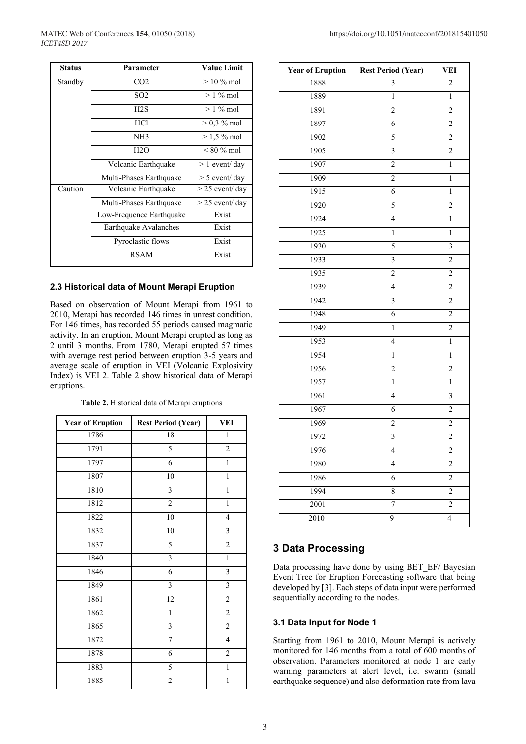| Status | Parameter | Value Limit |
| --- | --- | --- |
| Standby | $CO_2$ | > 10 % mol |
| | $SO_2$ | > 1 % mol |
| | $H_2S$ | > 1 % mol |
| | HCl | > 0,3 % mol |
| | $NH_3$ | > 1,5 % mol |
| | $H_2O$ | < 80 % mol |
| | Volcanic Earthquake | > 1 event/ day |
| | Multi-Phases Earthquake | > 5 event/ day |
| Caution | Volcanic Earthquake | > 25 event/ day |
| | Multi-Phases Earthquake | > 25 event/ day |
| | Low-Frequence Earthquake | Exist |
| | Earthquake Avalanches | Exist |
| | Pyroclastic flows | Exist |
| | RSAM | Exist |

### 2.3 Historical data of Mount Merapi Eruption

Based on observation of Mount Merapi from 1961 to 2010, Merapi has recorded 146 times in unrest condition. For 146 times, has recorded 55 periods caused magmatic activity. In an eruption, Mount Merapi erupted as long as 2 until 3 months. From 1780, Merapi erupted 57 times with average rest period between eruption 3-5 years and average scale of eruption in VEI (Volcanic Explosivity Index) is VEI 2. Table 2 show historical data of Merapi eruptions.

**Table 2.** Historical data of Merapi eruptions

| Year of Eruption | Rest Period (Year) | VEI |
| --- | --- | --- |
| 1786 | 18 | 1 |
| 1791 | 5 | 2 |
| 1797 | 6 | 1 |
| 1807 | 10 | 1 |
| 1810 | 3 | 1 |
| 1812 | 2 | 1 |
| 1822 | 10 | 4 |
| 1832 | 10 | 3 |
| 1837 | 5 | 2 |
| 1840 | 3 | 1 |
| 1846 | 6 | 3 |
| 1849 | 3 | 3 |
| 1861 | 12 | 2 |
| 1862 | 1 | 2 |
| 1865 | 3 | 2 |
| 1872 | 7 | 4 |
| 1878 | 6 | 2 |
| 1883 | 5 | 1 |
| 1885 | 2 | 1 |
| 1888 | 3 | 2 |
| 1889 | 1 | 1 |
| 1891 | 2 | 2 |
| 1897 | 6 | 2 |
| 1902 | 5 | 2 |
| 1905 | 3 | 2 |
| 1907 | 2 | 1 |
| 1909 | 2 | 1 |
| 1915 | 6 | 1 |
| 1920 | 5 | 2 |
| 1924 | 4 | 1 |
| 1925 | 1 | 1 |
| 1930 | 5 | 3 |
| 1933 | 3 | 2 |
| 1935 | 2 | 2 |
| 1939 | 4 | 2 |
| 1942 | 3 | 2 |
| 1948 | 6 | 2 |
| 1949 | 1 | 2 |
| 1953 | 4 | 1 |
| 1954 | 1 | 1 |
| 1956 | 2 | 2 |
| 1957 | 1 | 1 |
| 1961 | 4 | 3 |
| 1967 | 6 | 2 |
| 1969 | 2 | 2 |
| 1972 | 3 | 2 |
| 1976 | 4 | 2 |
| 1980 | 4 | 2 |
| 1986 | 6 | 2 |
| 1994 | 8 | 2 |
| 2001 | 7 | 2 |
| 2010 | 9 | 4 |

## 3 Data Processing

Data processing have done by using BET_EF/ Bayesian Event Tree for Eruption Forecasting software that being developed by [3]. Each steps of data input were performed sequentially according to the nodes.

### 3.1 Data Input for Node 1

Starting from 1961 to 2010, Mount Merapi is actively monitored for 146 months from a total of 600 months of observation. Parameters monitored at node 1 are early warning parameters at alert level, i.e. swarm (small earthquake sequence) and also deformation rate from lava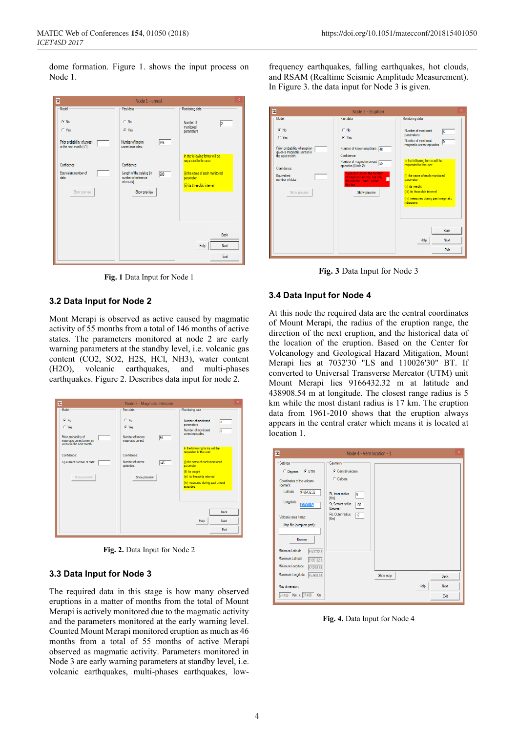dome formation. Figure 1. shows the input process on Node 1.

**Fig. 1** Data Input for Node 1

### 3.2 Data Input for Node 2

Mont Merapi is observed as active caused by magmatic activity of 55 months from a total of 146 months of active states. The parameters monitored at node 2 are early warning parameters at the standby level, i.e. volcanic gas content ($CO_2$, $SO_2$, $H_2S$, HCl, $NH_3$), water content ($H_2O$), volcanic earthquakes, and multi-phases earthquakes. Figure 2. Describes data input for node 2.

**Fig. 2.** Data Input for Node 2

### 3.3 Data Input for Node 3

The required data in this stage is how many observed eruptions in a matter of months from the total of Mount Merapi is actively monitored due to the magmatic activity and the parameters monitored at the early warning level. Counted Mount Merapi monitored eruption as much as 46 months from a total of 55 months of active Merapi observed as magmatic activity. Parameters monitored in Node 3 are early warning parameters at standby level, i.e. volcanic earthquakes, multi-phases earthquakes, low-frequency earthquakes, falling earthquakes, hot clouds, and RSAM (Realtime Seismic Amplitude Measurement). In Figure 3. the data input for Node 3 is given.

**Fig. 3** Data Input for Node 3

### 3.4 Data Input for Node 4

At this node the required data are the central coordinates of Mount Merapi, the radius of the eruption range, the direction of the next eruption, and the historical data of the location of the eruption. Based on the Center for Volcanology and Geological Hazard Mitigation, Mount Merapi lies at 7032'30 "LS and 110026'30" BT. If converted to Universal Transverse Mercator (UTM) unit Mount Merapi lies 9166432.32 m at latitude and 438908.54 m at longitude. The closest range radius is 5 km while the most distant radius is 17 km. The eruption data from 1961-2010 shows that the eruption always appears in the central crater which means it is located at location 1.

**Fig. 4.** Data Input for Node 4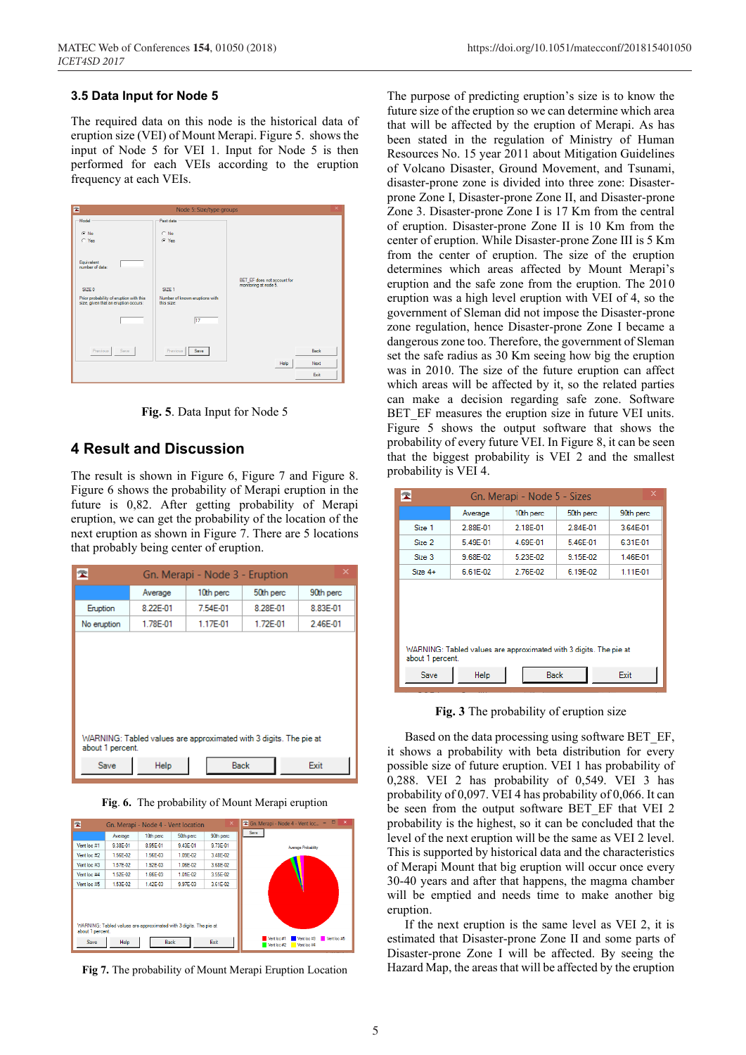### 3.5 Data Input for Node 5

The required data on this node is the historical data of eruption size (VEI) of Mount Merapi. Figure 5. shows the input of Node 5 for VEI 1. Input for Node 5 is then performed for each VEIs according to the eruption frequency at each VEIs.

**Fig. 5**. Data Input for Node 5

## 4 Result and Discussion

The result is shown in Figure 6, Figure 7 and Figure 8. Figure 6 shows the probability of Merapi eruption in the future is 0,82. After getting probability of Merapi eruption, we can get the probability of the location of the next eruption as shown in Figure 7. There are 5 locations that probably being center of eruption.

| | Average | 10th perc | 50th perc | 90th perc |
|---|---|---|---|---|
| Eruption | 8.22E-01 | 7.54E-01 | 8.28E-01 | 8.83E-01 |
| No eruption | 1.78E-01 | 1.17E-01 | 1.72E-01 | 2.46E-01 |

**Fig. 6.** The probability of Mount Merapi eruption

| | Average | 10th perc | 50th perc | 90th perc |
|---|---|---|---|---|
| Vent loc #1 | 9.38E-01 | 8.95E-01 | 9.43E-01 | 9.73E-01 |
| Vent loc #2 | 1.56E-02 | 1.56E-03 | 1.09E-02 | 3.48E-02 |
| Vent loc #3 | 1.57E-02 | 1.92E-03 | 1.06E-02 | 3.68E-02 |
| Vent loc #4 | 1.52E-02 | 1.66E-03 | 1.01E-02 | 3.55E-02 |
| Vent loc #5 | 1.53E-02 | 1.42E-03 | 9.97E-03 | 3.61E-02 |

**Fig 7.** The probability of Mount Merapi Eruption Location

The purpose of predicting eruption's size is to know the future size of the eruption so we can determine which area that will be affected by the eruption of Merapi. As has been stated in the regulation of Ministry of Human Resources No. 15 year 2011 about Mitigation Guidelines of Volcano Disaster, Ground Movement, and Tsunami, disaster-prone zone is divided into three zone: Disaster-prone Zone I, Disaster-prone Zone II, and Disaster-prone Zone 3. Disaster-prone Zone I is 17 Km from the central of eruption. Disaster-prone Zone II is 10 Km from the center of eruption. While Disaster-prone Zone III is 5 Km from the center of eruption. The size of the eruption determines which areas affected by Mount Merapi's eruption and the safe zone from the eruption. The 2010 eruption was a high level eruption with VEI of 4, so the government of Sleman did not impose the Disaster-prone zone regulation, hence Disaster-prone Zone I became a dangerous zone too. Therefore, the government of Sleman set the safe radius as 30 Km seeing how big the eruption was in 2010. The size of the future eruption can affect which areas will be affected by it, so the related parties can make a decision regarding safe zone. Software BET_EF measures the eruption size in future VEI units. Figure 5 shows the output software that shows the probability of every future VEI. In Figure 8, it can be seen that the biggest probability is VEI 2 and the smallest probability is VEI 4.

| | Average | 10th perc | 50th perc | 90th perc |
|---|---|---|---|---|
| Size 1 | 2.88E-01 | 2.18E-01 | 2.84E-01 | 3.64E-01 |
| Size 2 | 5.49E-01 | 4.69E-01 | 5.46E-01 | 6.31E-01 |
| Size 3 | 9.68E-02 | 5.23E-02 | 9.15E-02 | 1.46E-01 |
| Size 4+ | 6.61E-02 | 2.76E-02 | 6.19E-02 | 1.11E-01 |

**Fig. 3** The probability of eruption size

Based on the data processing using software BET_EF, it shows a probability with beta distribution for every possible size of future eruption. VEI 1 has probability of 0,288. VEI 2 has probability of 0,549. VEI 3 has probability of 0,097. VEI 4 has probability of 0,066. It can be seen from the output software BET_EF that VEI 2 probability is the highest, so it can be concluded that the level of the next eruption will be the same as VEI 2 level. This is supported by historical data and the characteristics of Merapi Mount that big eruption will occur once every 30-40 years and after that happens, the magma chamber will be emptied and needs time to make another big eruption.

If the next eruption is the same level as VEI 2, it is estimated that Disaster-prone Zone II and some parts of Disaster-prone Zone I will be affected. By seeing the Hazard Map, the areas that will be affected by the eruption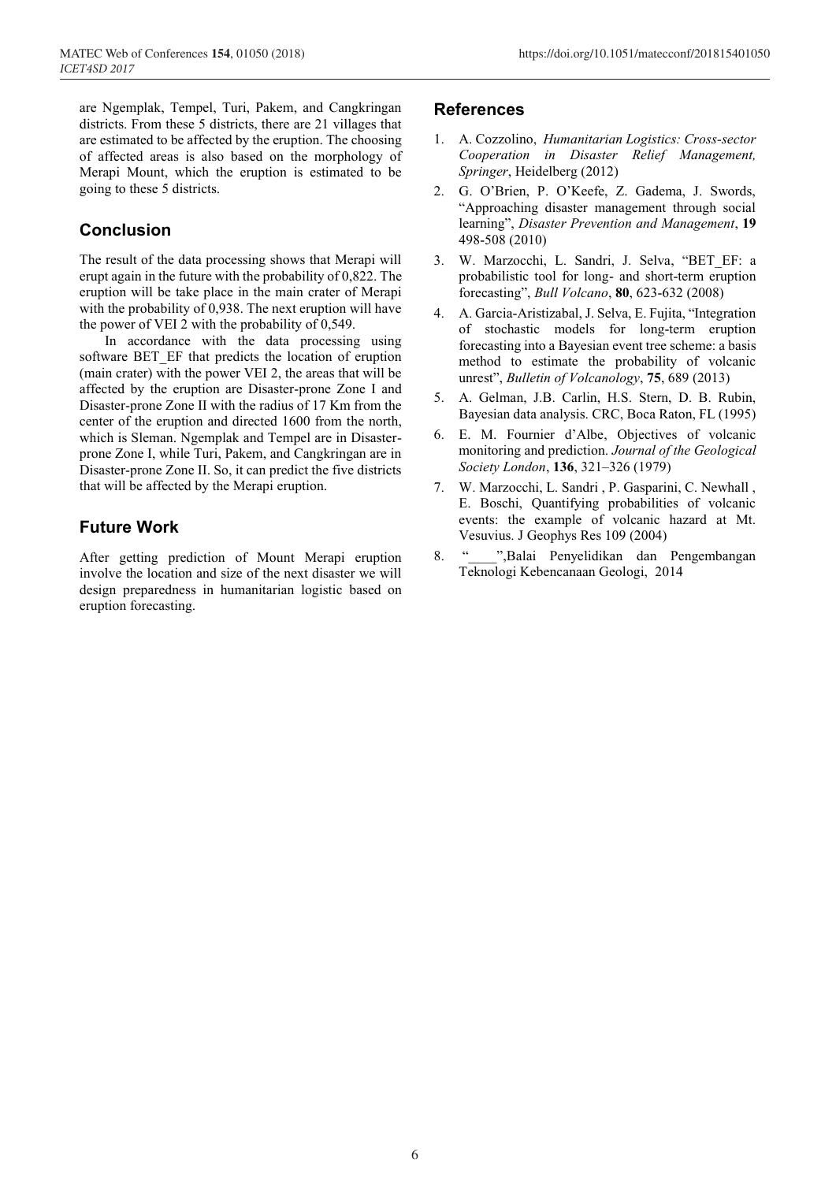are Ngemplak, Tempel, Turi, Pakem, and Cangkringan districts. From these 5 districts, there are 21 villages that are estimated to be affected by the eruption. The choosing of affected areas is also based on the morphology of Merapi Mount, which the eruption is estimated to be going to these 5 districts.

## Conclusion

The result of the data processing shows that Merapi will erupt again in the future with the probability of 0,822. The eruption will be take place in the main crater of Merapi with the probability of 0,938. The next eruption will have the power of VEI 2 with the probability of 0,549.

In accordance with the data processing using software BET_EF that predicts the location of eruption (main crater) with the power VEI 2, the areas that will be affected by the eruption are Disaster-prone Zone I and Disaster-prone Zone II with the radius of 17 Km from the center of the eruption and directed 1600 from the north, which is Sleman. Ngemplak and Tempel are in Disaster-prone Zone I, while Turi, Pakem, and Cangkringan are in Disaster-prone Zone II. So, it can predict the five districts that will be affected by the Merapi eruption.

## Future Work

After getting prediction of Mount Merapi eruption involve the location and size of the next disaster we will design preparedness in humanitarian logistic based on eruption forecasting.

## References

1. A. Cozzolino, *Humanitarian Logistics: Cross-sector Cooperation in Disaster Relief Management, Springer*, Heidelberg (2012)
2. G. O'Brien, P. O'Keefe, Z. Gadema, J. Swords, "Approaching disaster management through social learning", *Disaster Prevention and Management*, **19** 498-508 (2010)
3. W. Marzocchi, L. Sandri, J. Selva, "BET_EF: a probabilistic tool for long- and short-term eruption forecasting", *Bull Volcano*, **80**, 623-632 (2008)
4. A. Garcia-Aristizabal, J. Selva, E. Fujita, "Integration of stochastic models for long-term eruption forecasting into a Bayesian event tree scheme: a basis method to estimate the probability of volcanic unrest", *Bulletin of Volcanology*, **75**, 689 (2013)
5. A. Gelman, J.B. Carlin, H.S. Stern, D. B. Rubin, Bayesian data analysis. CRC, Boca Raton, FL (1995)
6. E. M. Fournier d'Albe, Objectives of volcanic monitoring and prediction. *Journal of the Geological Society London*, **136**, 321–326 (1979)
7. W. Marzocchi, L. Sandri , P. Gasparini, C. Newhall , E. Boschi, Quantifying probabilities of volcanic events: the example of volcanic hazard at Mt. Vesuvius. J Geophys Res 109 (2004)
8. "____",Balai Penyelidikan dan Pengembangan Teknologi Kebencanaan Geologi, 2014